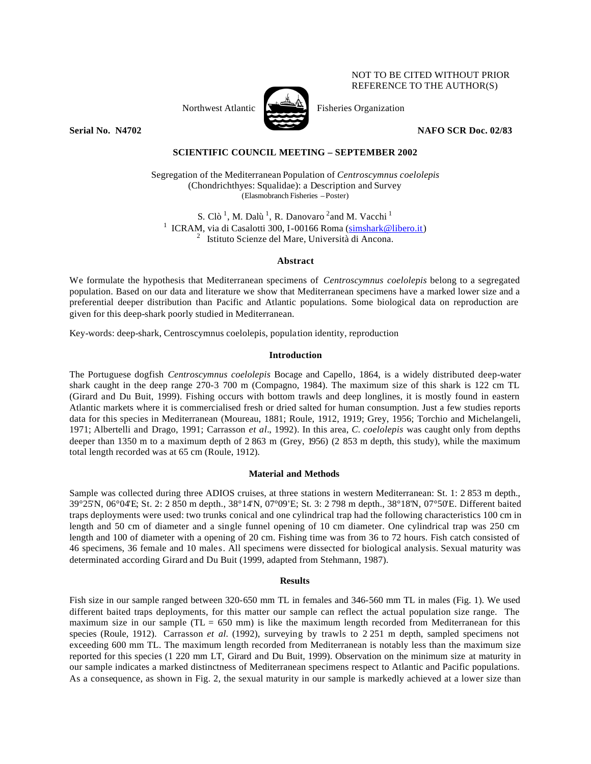NOT TO BE CITED WITHOUT PRIOR REFERENCE TO THE AUTHOR(S)

Northwest Atlantic Fisheries Organization

**Serial No. N4702** **NAFO SCR Doc. 02/83**

**SCIENTIFIC COUNCIL MEETING – SEPTEMBER 2002**

Segregation of the Mediterranean Population of *Centroscymnus coelolepis* (Chondrichthyes: Squalidae): a Description and Survey
(Elasmobranch Fisheries – Poster)

S. Clò [1], M. Dalù [1], R. Danovaro [2] and M. Vacchi [1]
[1] ICRAM, via di Casalotti 300, I-00166 Roma (simshark@libero.it)
[2] Istituto Scienze del Mare, Università di Ancona.

### Abstract

We formulate the hypothesis that Mediterranean specimens of *Centroscymnus coelolepis* belong to a segregated population. Based on our data and literature we show that Mediterranean specimens have a marked lower size and a preferential deeper distribution than Pacific and Atlantic populations. Some biological data on reproduction are given for this deep-shark poorly studied in Mediterranean.

Key-words: deep-shark, Centroscymnus coelolepis, population identity, reproduction

### Introduction

The Portuguese dogfish *Centroscymnus coelolepis* Bocage and Capello, 1864, is a widely distributed deep-water shark caught in the deep range 270-3 700 m (Compagno, 1984). The maximum size of this shark is 122 cm TL (Girard and Du Buit, 1999). Fishing occurs with bottom trawls and deep longlines, it is mostly found in eastern Atlantic markets where it is commercialised fresh or dried salted for human consumption. Just a few studies reports data for this species in Mediterranean (Moureau, 1881; Roule, 1912, 1919; Grey, 1956; Torchio and Michelangeli, 1971; Albertelli and Drago, 1991; Carrasson *et al*., 1992). In this area, *C. coelolepis* was caught only from depths deeper than 1350 m to a maximum depth of 2 863 m (Grey, 1956) (2 853 m depth, this study), while the maximum total length recorded was at 65 cm (Roule, 1912).

### Material and Methods

Sample was collected during three ADIOS cruises, at three stations in western Mediterranean: St. 1: 2 853 m depth., 39°25'N, 06°04'E; St. 2: 2 850 m depth., 38°14'N, 07°09'E; St. 3: 2 798 m depth., 38°18'N, 07°50'E. Different baited traps deployments were used: two trunks conical and one cylindrical trap had the following characteristics 100 cm in length and 50 cm of diameter and a single funnel opening of 10 cm diameter. One cylindrical trap was 250 cm length and 100 of diameter with a opening of 20 cm. Fishing time was from 36 to 72 hours. Fish catch consisted of 46 specimens, 36 female and 10 males. All specimens were dissected for biological analysis. Sexual maturity was determinated according Girard and Du Buit (1999, adapted from Stehmann, 1987).

### Results

Fish size in our sample ranged between 320-650 mm TL in females and 346-560 mm TL in males (Fig. 1). We used different baited traps deployments, for this matter our sample can reflect the actual population size range. The maximum size in our sample (TL = 650 mm) is like the maximum length recorded from Mediterranean for this species (Roule, 1912). Carrasson *et al.* (1992), surveying by trawls to 2 251 m depth, sampled specimens not exceeding 600 mm TL. The maximum length recorded from Mediterranean is notably less than the maximum size reported for this species (1 220 mm LT, Girard and Du Buit, 1999). Observation on the minimum size at maturity in our sample indicates a marked distinctness of Mediterranean specimens respect to Atlantic and Pacific populations. As a consequence, as shown in Fig. 2, the sexual maturity in our sample is markedly achieved at a lower size than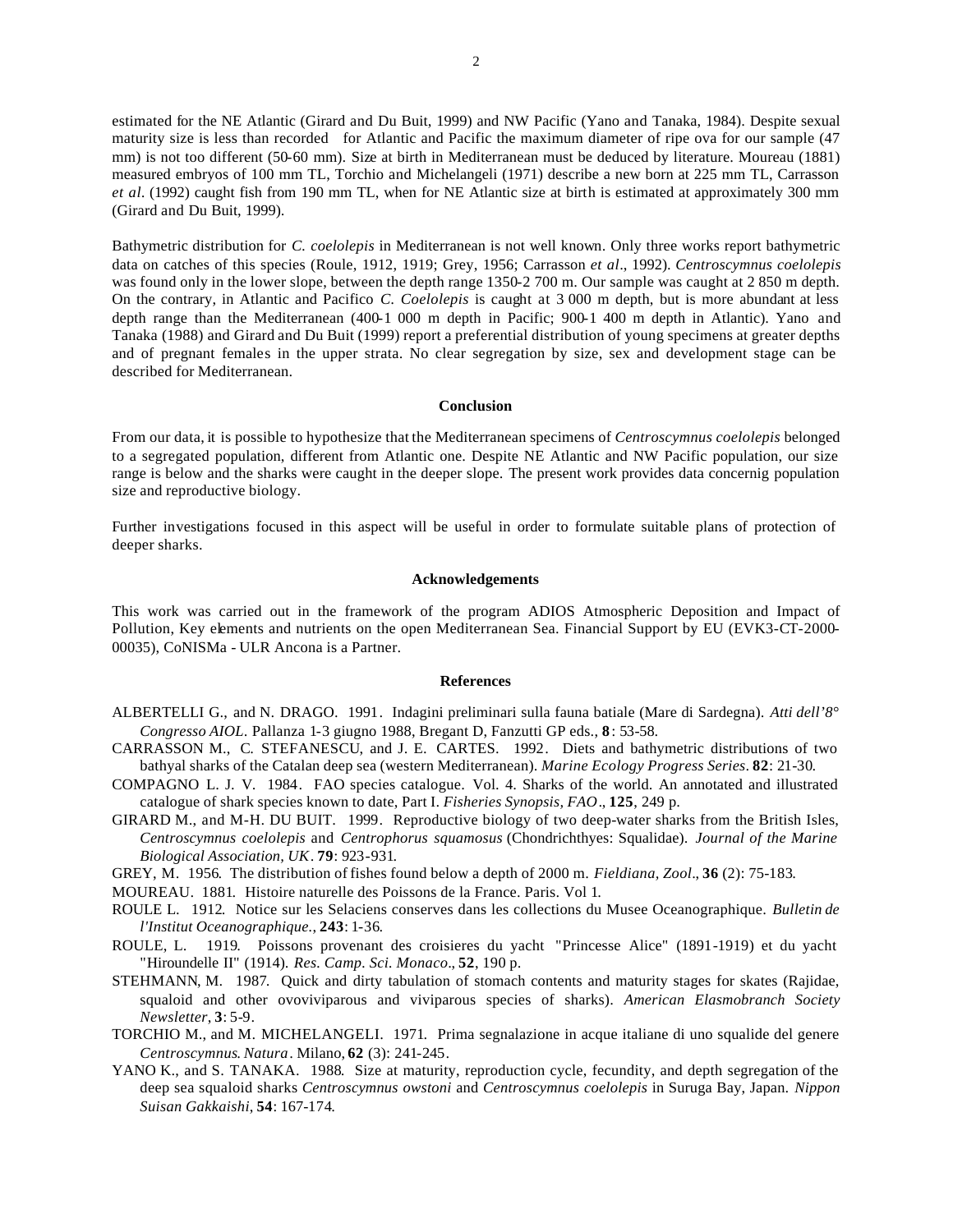estimated for the NE Atlantic (Girard and Du Buit, 1999) and NW Pacific (Yano and Tanaka, 1984). Despite sexual maturity size is less than recorded for Atlantic and Pacific the maximum diameter of ripe ova for our sample (47 mm) is not too different (50-60 mm). Size at birth in Mediterranean must be deduced by literature. Moureau (1881) measured embryos of 100 mm TL, Torchio and Michelangeli (1971) describe a new born at 225 mm TL, Carrasson *et al*. (1992) caught fish from 190 mm TL, when for NE Atlantic size at birth is estimated at approximately 300 mm (Girard and Du Buit, 1999).

Bathymetric distribution for *C. coelolepis* in Mediterranean is not well known. Only three works report bathymetric data on catches of this species (Roule, 1912, 1919; Grey, 1956; Carrasson *et al*., 1992). *Centroscymnus coelolepis* was found only in the lower slope, between the depth range 1350-2 700 m. Our sample was caught at 2 850 m depth. On the contrary, in Atlantic and Pacifico *C. Coelolepis* is caught at 3 000 m depth, but is more abundant at less depth range than the Mediterranean (400-1 000 m depth in Pacific; 900-1 400 m depth in Atlantic). Yano and Tanaka (1988) and Girard and Du Buit (1999) report a preferential distribution of young specimens at greater depths and of pregnant females in the upper strata. No clear segregation by size, sex and development stage can be described for Mediterranean.

## Conclusion

From our data, it is possible to hypothesize that the Mediterranean specimens of *Centroscymnus coelolepis* belonged to a segregated population, different from Atlantic one. Despite NE Atlantic and NW Pacific population, our size range is below and the sharks were caught in the deeper slope. The present work provides data concernig population size and reproductive biology.

Further investigations focused in this aspect will be useful in order to formulate suitable plans of protection of deeper sharks.

## Acknowledgements

This work was carried out in the framework of the program ADIOS Atmospheric Deposition and Impact of Pollution, Key elements and nutrients on the open Mediterranean Sea. Financial Support by EU (EVK3-CT-2000-00035), CoNISMa - ULR Ancona is a Partner.

## References

ALBERTELLI G., and N. DRAGO. 1991. Indagini preliminari sulla fauna batiale (Mare di Sardegna). *Atti dell'8° Congresso AIOL*. Pallanza 1-3 giugno 1988, Bregant D, Fanzutti GP eds., **8**: 53-58.

CARRASSON M., C. STEFANESCU, and J. E. CARTES. 1992. Diets and bathymetric distributions of two bathyal sharks of the Catalan deep sea (western Mediterranean). *Marine Ecology Progress Series*. **82**: 21-30.

COMPAGNO L. J. V. 1984. FAO species catalogue. Vol. 4. Sharks of the world. An annotated and illustrated catalogue of shark species known to date, Part I. *Fisheries Synopsis, FAO*., **125**, 249 p.

GIRARD M., and M-H. DU BUIT. 1999. Reproductive biology of two deep-water sharks from the British Isles, *Centroscymnus coelolepis* and *Centrophorus squamosus* (Chondrichthyes: Squalidae). *Journal of the Marine Biological Association, UK*. **79**: 923-931.

GREY, M. 1956. The distribution of fishes found below a depth of 2000 m. *Fieldiana, Zool*., **36** (2): 75-183.

MOUREAU. 1881. Histoire naturelle des Poissons de la France. Paris. Vol 1.

ROULE L. 1912. Notice sur les Selaciens conserves dans les collections du Musee Oceanographique. *Bulletin de l'Institut Oceanographique.*, **243**: 1-36.

ROULE, L. 1919. Poissons provenant des croisieres du yacht "Princesse Alice" (1891-1919) et du yacht "Hiroundelle II" (1914). *Res. Camp. Sci. Monaco*., **52**, 190 p.

STEHMANN, M. 1987. Quick and dirty tabulation of stomach contents and maturity stages for skates (Rajidae, squaloid and other ovoviviparous and viviparous species of sharks). *American Elasmobranch Society Newsletter*, **3**: 5-9.

TORCHIO M., and M. MICHELANGELI. 1971. Prima segnalazione in acque italiane di uno squalide del genere *Centroscymnus*. *Natura*. Milano, **62** (3): 241-245.

YANO K., and S. TANAKA. 1988. Size at maturity, reproduction cycle, fecundity, and depth segregation of the deep sea squaloid sharks *Centroscymnus owstoni* and *Centroscymnus coelolepis* in Suruga Bay, Japan. *Nippon Suisan Gakkaishi*, **54**: 167-174.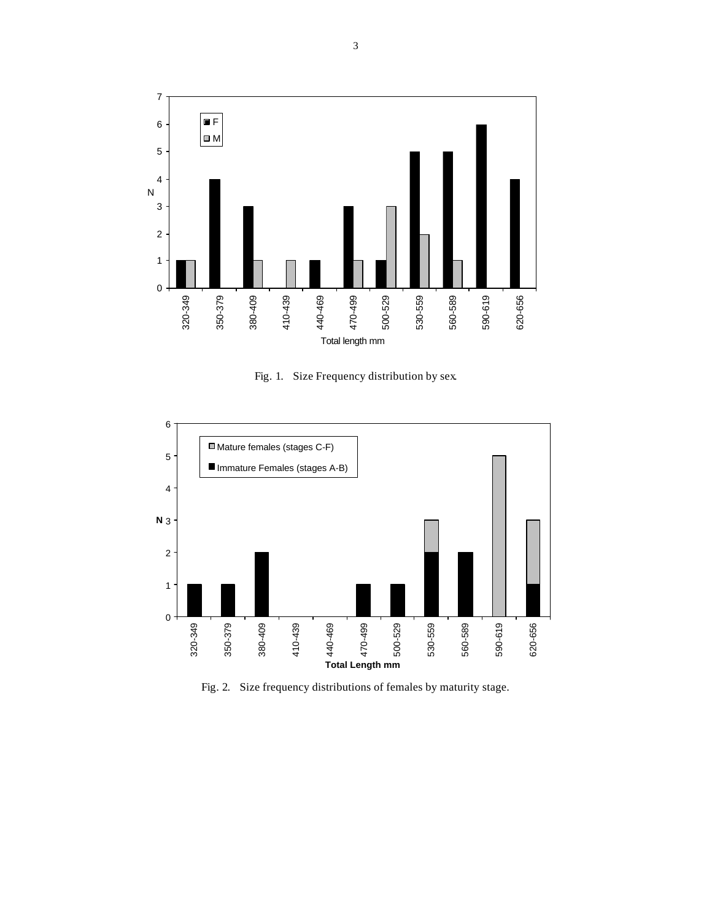7
6
5
4
N
3
2
1
0

F
M

320-349
350-379
380-409
410-439
440-469
470-499
500-529
530-559
560-589
590-619
620-656

Total length mm

Fig. 1. Size Frequency distribution by sex.

6
5
4
N 3
2
1
0

Mature females (stages C-F)
Immature Females (stages A-B)

320-349
350-379
380-409
410-439
440-469
470-499
500-529
530-559
560-589
590-619
620-656

**Total Length mm**

Fig. 2. Size frequency distributions of females by maturity stage.